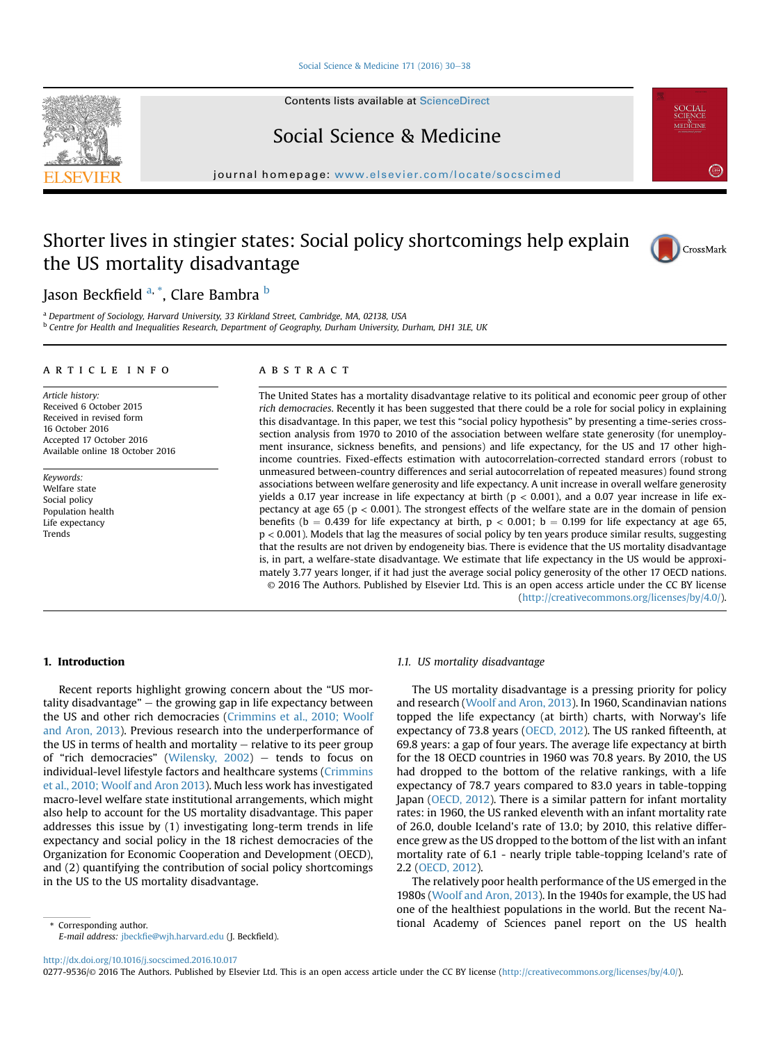# Shorter lives in stingier states: Social policy shortcomings help explain the US mortality disadvantage

Jason Beckfield [a,*], Clare Bambra [b]

[a] Department of Sociology, Harvard University, 33 Kirkland Street, Cambridge, MA, 02138, USA
[b] Centre for Health and Inequalities Research, Department of Geography, Durham University, Durham, DH1 3LE, UK

**ARTICLE INFO**

*Article history:*
Received 6 October 2015
Received in revised form 16 October 2016
Accepted 17 October 2016
Available online 18 October 2016

*Keywords:*
Welfare state
Social policy
Population health
Life expectancy
Trends

**ABSTRACT**

The United States has a mortality disadvantage relative to its political and economic peer group of other *rich democracies*. Recently it has been suggested that there could be a role for social policy in explaining this disadvantage. In this paper, we test this "social policy hypothesis" by presenting a time-series cross-section analysis from 1970 to 2010 of the association between welfare state generosity (for unemployment insurance, sickness benefits, and pensions) and life expectancy, for the US and 17 other high-income countries. Fixed-effects estimation with autocorrelation-corrected standard errors (robust to unmeasured between-country differences and serial autocorrelation of repeated measures) found strong associations between welfare generosity and life expectancy. A unit increase in overall welfare generosity yields a 0.17 year increase in life expectancy at birth ($p < 0.001$), and a 0.07 year increase in life expectancy at age 65 ($p < 0.001$). The strongest effects of the welfare state are in the domain of pension benefits ($b = 0.439$ for life expectancy at birth, $p < 0.001$; $b = 0.199$ for life expectancy at age 65, $p < 0.001$). Models that lag the measures of social policy by ten years produce similar results, suggesting that the results are not driven by endogeneity bias. There is evidence that the US mortality disadvantage is, in part, a welfare-state disadvantage. We estimate that life expectancy in the US would be approximately 3.77 years longer, if it had just the average social policy generosity of the other 17 OECD nations.

© 2016 The Authors. Published by Elsevier Ltd. This is an open access article under the CC BY license (http://creativecommons.org/licenses/by/4.0/).

## 1. Introduction

Recent reports highlight growing concern about the "US mortality disadvantage" – the growing gap in life expectancy between the US and other rich democracies (Crimmins et al., 2010; Woolf and Aron, 2013). Previous research into the underperformance of the US in terms of health and mortality – relative to its peer group of "rich democracies" (Wilensky, 2002) – tends to focus on individual-level lifestyle factors and healthcare systems (Crimmins et al., 2010; Woolf and Aron 2013). Much less work has investigated macro-level welfare state institutional arrangements, which might also help to account for the US mortality disadvantage. This paper addresses this issue by (1) investigating long-term trends in life expectancy and social policy in the 18 richest democracies of the Organization for Economic Cooperation and Development (OECD), and (2) quantifying the contribution of social policy shortcomings in the US to the US mortality disadvantage.

### 1.1. US mortality disadvantage

The US mortality disadvantage is a pressing priority for policy and research (Woolf and Aron, 2013). In 1960, Scandinavian nations topped the life expectancy (at birth) charts, with Norway's life expectancy of 73.8 years (OECD, 2012). The US ranked fifteenth, at 69.8 years: a gap of four years. The average life expectancy at birth for the 18 OECD countries in 1960 was 70.8 years. By 2010, the US had dropped to the bottom of the relative rankings, with a life expectancy of 78.7 years compared to 83.0 years in table-topping Japan (OECD, 2012). There is a similar pattern for infant mortality rates: in 1960, the US ranked eleventh with an infant mortality rate of 26.0, double Iceland's rate of 13.0; by 2010, this relative difference grew as the US dropped to the bottom of the list with an infant mortality rate of 6.1 - nearly triple table-topping Iceland's rate of 2.2 (OECD, 2012).

The relatively poor health performance of the US emerged in the 1980s (Woolf and Aron, 2013). In the 1940s for example, the US had one of the healthiest populations in the world. But the recent National Academy of Sciences panel report on the US health

* Corresponding author.
E-mail address: jbeckfie@wjh.harvard.edu (J. Beckfield).

http://dx.doi.org/10.1016/j.socscimed.2016.10.017
0277-9536/© 2016 The Authors. Published by Elsevier Ltd. This is an open access article under the CC BY license (http://creativecommons.org/licenses/by/4.0/).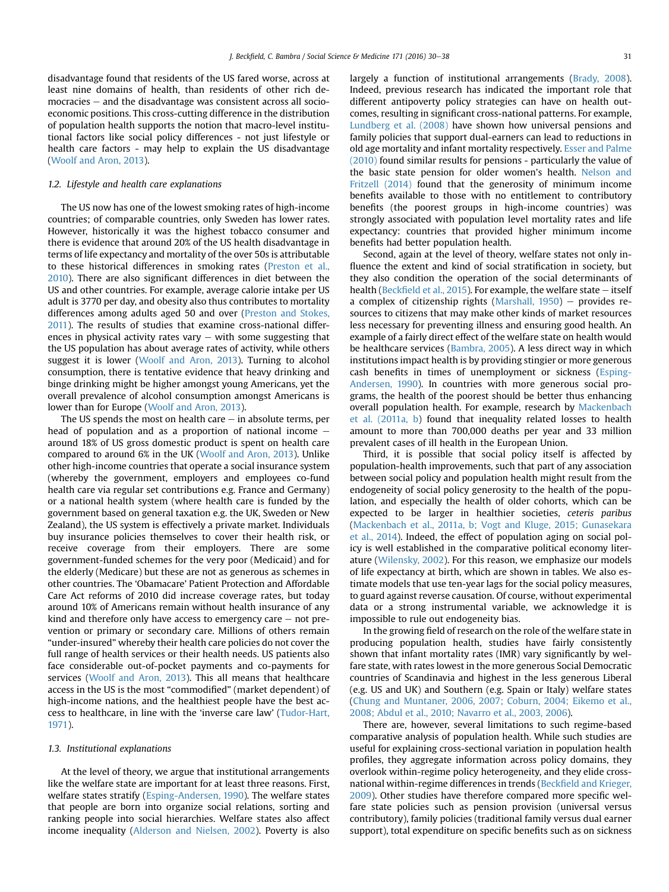disadvantage found that residents of the US fared worse, across at least nine domains of health, than residents of other rich democracies — and the disadvantage was consistent across all socio-economic positions. This cross-cutting difference in the distribution of population health supports the notion that macro-level institutional factors like social policy differences - not just lifestyle or health care factors - may help to explain the US disadvantage (Woolf and Aron, 2013).

### 1.2. Lifestyle and health care explanations

The US now has one of the lowest smoking rates of high-income countries; of comparable countries, only Sweden has lower rates. However, historically it was the highest tobacco consumer and there is evidence that around 20% of the US health disadvantage in terms of life expectancy and mortality of the over 50s is attributable to these historical differences in smoking rates (Preston et al., 2010). There are also significant differences in diet between the US and other countries. For example, average calorie intake per US adult is 3770 per day, and obesity also thus contributes to mortality differences among adults aged 50 and over (Preston and Stokes, 2011). The results of studies that examine cross-national differences in physical activity rates vary — with some suggesting that the US population has about average rates of activity, while others suggest it is lower (Woolf and Aron, 2013). Turning to alcohol consumption, there is tentative evidence that heavy drinking and binge drinking might be higher amongst young Americans, yet the overall prevalence of alcohol consumption amongst Americans is lower than for Europe (Woolf and Aron, 2013).

The US spends the most on health care — in absolute terms, per head of population and as a proportion of national income — around 18% of US gross domestic product is spent on health care compared to around 6% in the UK (Woolf and Aron, 2013). Unlike other high-income countries that operate a social insurance system (whereby the government, employers and employees co-fund health care via regular set contributions e.g. France and Germany) or a national health system (where health care is funded by the government based on general taxation e.g. the UK, Sweden or New Zealand), the US system is effectively a private market. Individuals buy insurance policies themselves to cover their health risk, or receive coverage from their employers. There are some government-funded schemes for the very poor (Medicaid) and for the elderly (Medicare) but these are not as generous as schemes in other countries. The 'Obamacare' Patient Protection and Affordable Care Act reforms of 2010 did increase coverage rates, but today around 10% of Americans remain without health insurance of any kind and therefore only have access to emergency care — not prevention or primary or secondary care. Millions of others remain "under-insured" whereby their health care policies do not cover the full range of health services or their health needs. US patients also face considerable out-of-pocket payments and co-payments for services (Woolf and Aron, 2013). This all means that healthcare access in the US is the most "commodified" (market dependent) of high-income nations, and the healthiest people have the best access to healthcare, in line with the 'inverse care law' (Tudor-Hart, 1971).

### 1.3. Institutional explanations

At the level of theory, we argue that institutional arrangements like the welfare state are important for at least three reasons. First, welfare states stratify (Esping-Andersen, 1990). The welfare states that people are born into organize social relations, sorting and ranking people into social hierarchies. Welfare states also affect income inequality (Alderson and Nielsen, 2002). Poverty is also largely a function of institutional arrangements (Brady, 2008). Indeed, previous research has indicated the important role that different antipoverty policy strategies can have on health outcomes, resulting in significant cross-national patterns. For example, Lundberg et al. (2008) have shown how universal pensions and family policies that support dual-earners can lead to reductions in old age mortality and infant mortality respectively. Esser and Palme (2010) found similar results for pensions - particularly the value of the basic state pension for older women's health. Nelson and Fritzell (2014) found that the generosity of minimum income benefits available to those with no entitlement to contributory benefits (the poorest groups in high-income countries) was strongly associated with population level mortality rates and life expectancy: countries that provided higher minimum income benefits had better population health.

Second, again at the level of theory, welfare states not only influence the extent and kind of social stratification in society, but they also condition the operation of the social determinants of health (Beckfield et al., 2015). For example, the welfare state — itself a complex of citizenship rights (Marshall, 1950) — provides resources to citizens that may make other kinds of market resources less necessary for preventing illness and ensuring good health. An example of a fairly direct effect of the welfare state on health would be healthcare services (Bambra, 2005). A less direct way in which institutions impact health is by providing stingier or more generous cash benefits in times of unemployment or sickness (Esping-Andersen, 1990). In countries with more generous social programs, the health of the poorest should be better thus enhancing overall population health. For example, research by Mackenbach et al. (2011a, b) found that inequality related losses to health amount to more than 700,000 deaths per year and 33 million prevalent cases of ill health in the European Union.

Third, it is possible that social policy itself is affected by population-health improvements, such that part of any association between social policy and population health might result from the endogeneity of social policy generosity to the health of the population, and especially the health of older cohorts, which can be expected to be larger in healthier societies, *ceteris paribus* (Mackenbach et al., 2011a, b; Vogt and Kluge, 2015; Gunasekara et al., 2014). Indeed, the effect of population aging on social policy is well established in the comparative political economy literature (Wilensky, 2002). For this reason, we emphasize our models of life expectancy at birth, which are shown in tables. We also estimate models that use ten-year lags for the social policy measures, to guard against reverse causation. Of course, without experimental data or a strong instrumental variable, we acknowledge it is impossible to rule out endogeneity bias.

In the growing field of research on the role of the welfare state in producing population health, studies have fairly consistently shown that infant mortality rates (IMR) vary significantly by welfare state, with rates lowest in the more generous Social Democratic countries of Scandinavia and highest in the less generous Liberal (e.g. US and UK) and Southern (e.g. Spain or Italy) welfare states (Chung and Muntaner, 2006, 2007; Coburn, 2004; Eikemo et al., 2008; Abdul et al., 2010; Navarro et al., 2003, 2006).

There are, however, several limitations to such regime-based comparative analysis of population health. While such studies are useful for explaining cross-sectional variation in population health profiles, they aggregate information across policy domains, they overlook within-regime policy heterogeneity, and they elide cross-national within-regime differences in trends (Beckfield and Krieger, 2009). Other studies have therefore compared more specific welfare state policies such as pension provision (universal versus contributory), family policies (traditional family versus dual earner support), total expenditure on specific benefits such as on sickness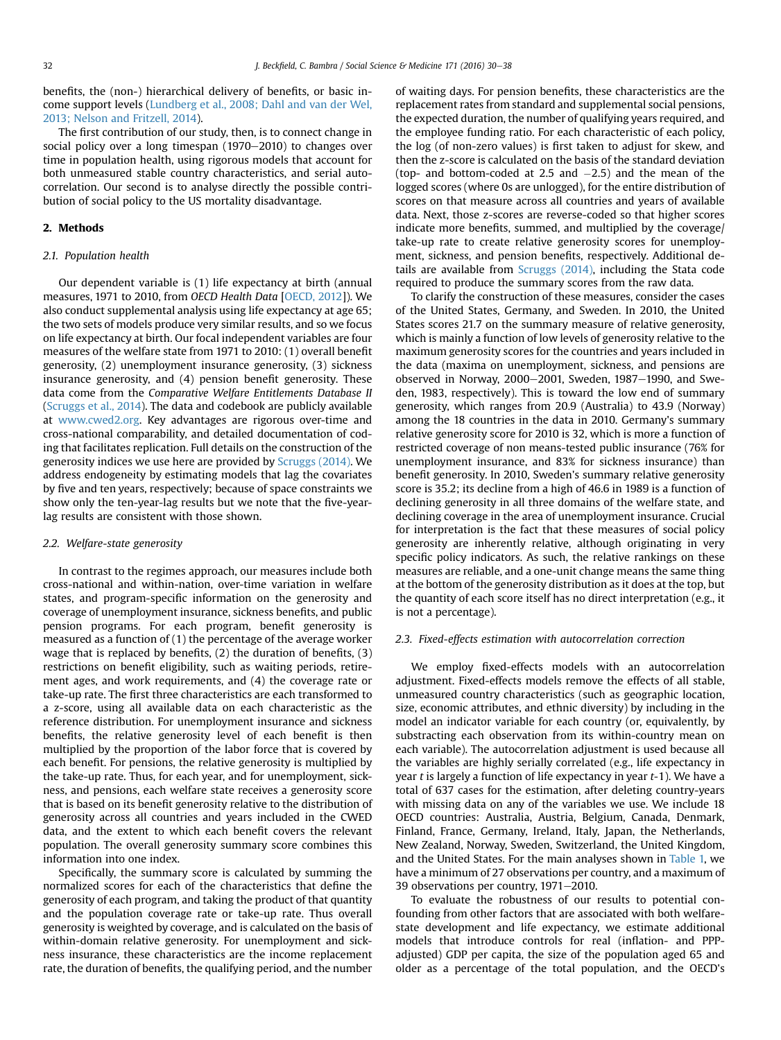benefits, the (non-) hierarchical delivery of benefits, or basic income support levels (Lundberg et al., 2008; Dahl and van der Wel, 2013; Nelson and Fritzell, 2014).

The first contribution of our study, then, is to connect change in social policy over a long timespan (1970–2010) to changes over time in population health, using rigorous models that account for both unmeasured stable country characteristics, and serial autocorrelation. Our second is to analyse directly the possible contribution of social policy to the US mortality disadvantage.

## 2. Methods

### 2.1. Population health

Our dependent variable is (1) life expectancy at birth (annual measures, 1971 to 2010, from *OECD Health Data* [OECD, 2012]). We also conduct supplemental analysis using life expectancy at age 65; the two sets of models produce very similar results, and so we focus on life expectancy at birth. Our focal independent variables are four measures of the welfare state from 1971 to 2010: (1) overall benefit generosity, (2) unemployment insurance generosity, (3) sickness insurance generosity, and (4) pension benefit generosity. These data come from the *Comparative Welfare Entitlements Database II* (Scruggs et al., 2014). The data and codebook are publicly available at www.cwed2.org. Key advantages are rigorous over-time and cross-national comparability, and detailed documentation of coding that facilitates replication. Full details on the construction of the generosity indices we use here are provided by Scruggs (2014). We address endogeneity by estimating models that lag the covariates by five and ten years, respectively; but because of space constraints we show only the ten-year-lag results but we note that the five-year-lag results are consistent with those shown.

### 2.2. Welfare-state generosity

In contrast to the regimes approach, our measures include both cross-national and within-nation, over-time variation in welfare states, and program-specific information on the generosity and coverage of unemployment insurance, sickness benefits, and public pension programs. For each program, benefit generosity is measured as a function of (1) the percentage of the average worker wage that is replaced by benefits, (2) the duration of benefits, (3) restrictions on benefit eligibility, such as waiting periods, retirement ages, and work requirements, and (4) the coverage rate or take-up rate. The first three characteristics are each transformed to a z-score, using all available data on each characteristic as the reference distribution. For unemployment insurance and sickness benefits, the relative generosity level of each benefit is then multiplied by the proportion of the labor force that is covered by each benefit. For pensions, the relative generosity is multiplied by the take-up rate. Thus, for each year, and for unemployment, sickness, and pensions, each welfare state receives a generosity score that is based on its benefit generosity relative to the distribution of generosity across all countries and years included in the CWED data, and the extent to which each benefit covers the relevant population. The overall generosity summary score combines this information into one index.

Specifically, the summary score is calculated by summing the normalized scores for each of the characteristics that define the generosity of each program, and taking the product of that quantity and the population coverage rate or take-up rate. Thus overall generosity is weighted by coverage, and is calculated on the basis of within-domain relative generosity. For unemployment and sickness insurance, these characteristics are the income replacement rate, the duration of benefits, the qualifying period, and the number of waiting days. For pension benefits, these characteristics are the replacement rates from standard and supplemental social pensions, the expected duration, the number of qualifying years required, and the employee funding ratio. For each characteristic of each policy, the log (of non-zero values) is first taken to adjust for skew, and then the z-score is calculated on the basis of the standard deviation (top- and bottom-coded at 2.5 and −2.5) and the mean of the logged scores (where 0s are unlogged), for the entire distribution of scores on that measure across all countries and years of available data. Next, those z-scores are reverse-coded so that higher scores indicate more benefits, summed, and multiplied by the coverage/take-up rate to create relative generosity scores for unemployment, sickness, and pension benefits, respectively. Additional details are available from Scruggs (2014), including the Stata code required to produce the summary scores from the raw data.

To clarify the construction of these measures, consider the cases of the United States, Germany, and Sweden. In 2010, the United States scores 21.7 on the summary measure of relative generosity, which is mainly a function of low levels of generosity relative to the maximum generosity scores for the countries and years included in the data (maxima on unemployment, sickness, and pensions are observed in Norway, 2000–2001, Sweden, 1987–1990, and Sweden, 1983, respectively). This is toward the low end of summary generosity, which ranges from 20.9 (Australia) to 43.9 (Norway) among the 18 countries in the data in 2010. Germany's summary relative generosity score for 2010 is 32, which is more a function of restricted coverage of non means-tested public insurance (76% for unemployment insurance, and 83% for sickness insurance) than benefit generosity. In 2010, Sweden's summary relative generosity score is 35.2; its decline from a high of 46.6 in 1989 is a function of declining generosity in all three domains of the welfare state, and declining coverage in the area of unemployment insurance. Crucial for interpretation is the fact that these measures of social policy generosity are inherently relative, although originating in very specific policy indicators. As such, the relative rankings on these measures are reliable, and a one-unit change means the same thing at the bottom of the generosity distribution as it does at the top, but the quantity of each score itself has no direct interpretation (e.g., it is not a percentage).

### 2.3. Fixed-effects estimation with autocorrelation correction

We employ fixed-effects models with an autocorrelation adjustment. Fixed-effects models remove the effects of all stable, unmeasured country characteristics (such as geographic location, size, economic attributes, and ethnic diversity) by including in the model an indicator variable for each country (or, equivalently, by substracting each observation from its within-country mean on each variable). The autocorrelation adjustment is used because all the variables are highly serially correlated (e.g., life expectancy in year $t$ is largely a function of life expectancy in year $t$-1). We have a total of 637 cases for the estimation, after deleting country-years with missing data on any of the variables we use. We include 18 OECD countries: Australia, Austria, Belgium, Canada, Denmark, Finland, France, Germany, Ireland, Italy, Japan, the Netherlands, New Zealand, Norway, Sweden, Switzerland, the United Kingdom, and the United States. For the main analyses shown in Table 1, we have a minimum of 27 observations per country, and a maximum of 39 observations per country, 1971–2010.

To evaluate the robustness of our results to potential confounding from other factors that are associated with both welfare-state development and life expectancy, we estimate additional models that introduce controls for real (inflation- and PPP-adjusted) GDP per capita, the size of the population aged 65 and older as a percentage of the total population, and the OECD's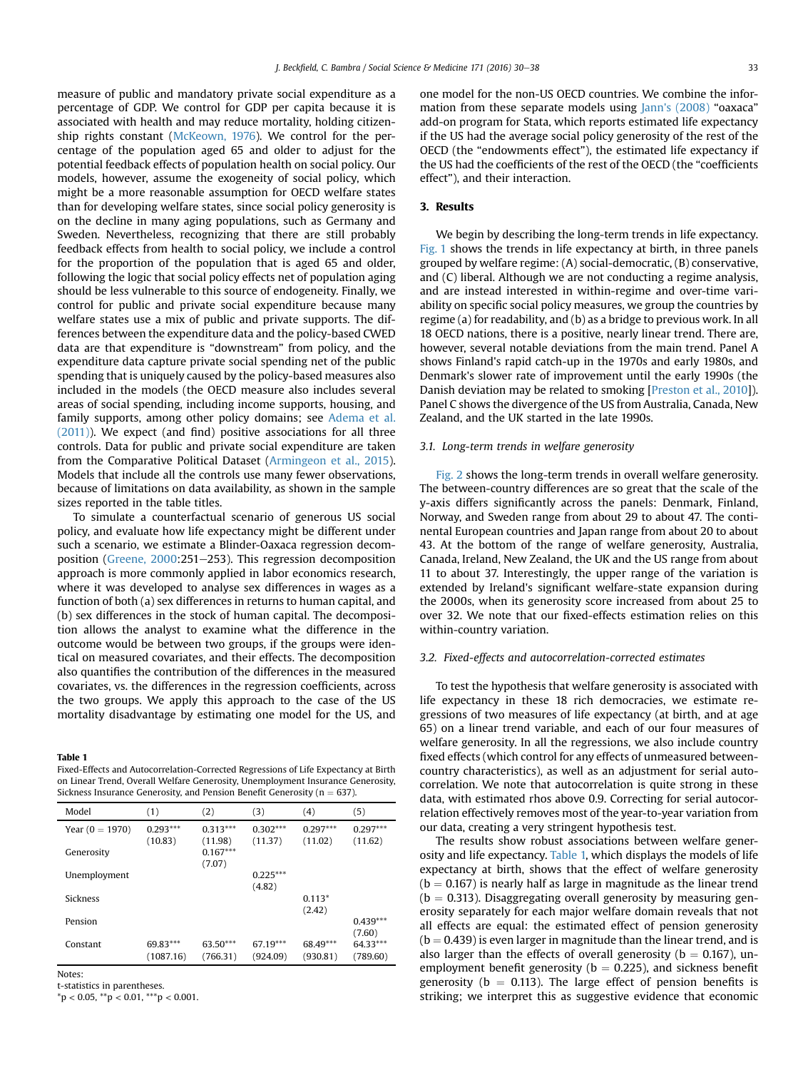measure of public and mandatory private social expenditure as a percentage of GDP. We control for GDP per capita because it is associated with health and may reduce mortality, holding citizenship rights constant (McKeown, 1976). We control for the percentage of the population aged 65 and older to adjust for the potential feedback effects of population health on social policy. Our models, however, assume the exogeneity of social policy, which might be a more reasonable assumption for OECD welfare states than for developing welfare states, since social policy generosity is on the decline in many aging populations, such as Germany and Sweden. Nevertheless, recognizing that there are still probably feedback effects from health to social policy, we include a control for the proportion of the population that is aged 65 and older, following the logic that social policy effects net of population aging should be less vulnerable to this source of endogeneity. Finally, we control for public and private social expenditure because many welfare states use a mix of public and private supports. The differences between the expenditure data and the policy-based CWED data are that expenditure is "downstream" from policy, and the expenditure data capture private social spending net of the public spending that is uniquely caused by the policy-based measures also included in the models (the OECD measure also includes several areas of social spending, including income supports, housing, and family supports, among other policy domains; see Adema et al. (2011)). We expect (and find) positive associations for all three controls. Data for public and private social expenditure are taken from the Comparative Political Dataset (Armingeon et al., 2015). Models that include all the controls use many fewer observations, because of limitations on data availability, as shown in the sample sizes reported in the table titles.

To simulate a counterfactual scenario of generous US social policy, and evaluate how life expectancy might be different under such a scenario, we estimate a Blinder-Oaxaca regression decomposition (Greene, 2000:251–253). This regression decomposition approach is more commonly applied in labor economics research, where it was developed to analyse sex differences in wages as a function of both (a) sex differences in returns to human capital, and (b) sex differences in the stock of human capital. The decomposition allows the analyst to examine what the difference in the outcome would be between two groups, if the groups were identical on measured covariates, and their effects. The decomposition also quantifies the contribution of the differences in the measured covariates, vs. the differences in the regression coefficients, across the two groups. We apply this approach to the case of the US mortality disadvantage by estimating one model for the US, and one model for the non-US OECD countries. We combine the information from these separate models using Jann's (2008) "oaxaca" add-on program for Stata, which reports estimated life expectancy if the US had the average social policy generosity of the rest of the OECD (the "endowments effect"), the estimated life expectancy if the US had the coefficients of the rest of the OECD (the "coefficients effect"), and their interaction.

**Table 1**
Fixed-Effects and Autocorrelation-Corrected Regressions of Life Expectancy at Birth on Linear Trend, Overall Welfare Generosity, Unemployment Insurance Generosity, Sickness Insurance Generosity, and Pension Benefit Generosity ($n = 637$).

| Model | (1) | (2) | (3) | (4) | (5) |
|---|---|---|---|---|---|
| Year (0 = 1970) | 0.293*** (10.83) | 0.313*** (11.98) | 0.302*** (11.37) | 0.297*** (11.02) | 0.297*** (11.62) |
| Generosity | | 0.167*** (7.07) | | | |
| Unemployment | | | 0.225*** (4.82) | | |
| Sickness | | | | 0.113* (2.42) | |
| Pension | | | | | 0.439*** (7.60) |
| Constant | 69.83*** (1087.16) | 63.50*** (766.31) | 67.19*** (924.09) | 68.49*** (930.81) | 64.33*** (789.60) |

Notes:
t-statistics in parentheses.
*$p < 0.05$, **$p < 0.01$, ***$p < 0.001$.

## 3. Results

We begin by describing the long-term trends in life expectancy. Fig. 1 shows the trends in life expectancy at birth, in three panels grouped by welfare regime: (A) social-democratic, (B) conservative, and (C) liberal. Although we are not conducting a regime analysis, and are instead interested in within-regime and over-time variability on specific social policy measures, we group the countries by regime (a) for readability, and (b) as a bridge to previous work. In all 18 OECD nations, there is a positive, nearly linear trend. There are, however, several notable deviations from the main trend. Panel A shows Finland's rapid catch-up in the 1970s and early 1980s, and Denmark's slower rate of improvement until the early 1990s (the Danish deviation may be related to smoking [Preston et al., 2010]). Panel C shows the divergence of the US from Australia, Canada, New Zealand, and the UK started in the late 1990s.

### 3.1. Long-term trends in welfare generosity

Fig. 2 shows the long-term trends in overall welfare generosity. The between-country differences are so great that the scale of the y-axis differs significantly across the panels: Denmark, Finland, Norway, and Sweden range from about 29 to about 47. The continental European countries and Japan range from about 20 to about 43. At the bottom of the range of welfare generosity, Australia, Canada, Ireland, New Zealand, the UK and the US range from about 11 to about 37. Interestingly, the upper range of the variation is extended by Ireland's significant welfare-state expansion during the 2000s, when its generosity score increased from about 25 to over 32. We note that our fixed-effects estimation relies on this within-country variation.

### 3.2. Fixed-effects and autocorrelation-corrected estimates

To test the hypothesis that welfare generosity is associated with life expectancy in these 18 rich democracies, we estimate regressions of two measures of life expectancy (at birth, and at age 65) on a linear trend variable, and each of our four measures of welfare generosity. In all the regressions, we also include country fixed effects (which control for any effects of unmeasured between-country characteristics), as well as an adjustment for serial autocorrelation. We note that autocorrelation is quite strong in these data, with estimated rhos above 0.9. Correcting for serial autocorrelation effectively removes most of the year-to-year variation from our data, creating a very stringent hypothesis test.

The results show robust associations between welfare generosity and life expectancy. Table 1, which displays the models of life expectancy at birth, shows that the effect of welfare generosity ($b = 0.167$) is nearly half as large in magnitude as the linear trend ($b = 0.313$). Disaggregating overall generosity by measuring generosity separately for each major welfare domain reveals that not all effects are equal: the estimated effect of pension generosity ($b = 0.439$) is even larger in magnitude than the linear trend, and is also larger than the effects of overall generosity ($b = 0.167$), unemployment benefit generosity ($b = 0.225$), and sickness benefit generosity ($b = 0.113$). The large effect of pension benefits is striking; we interpret this as suggestive evidence that economic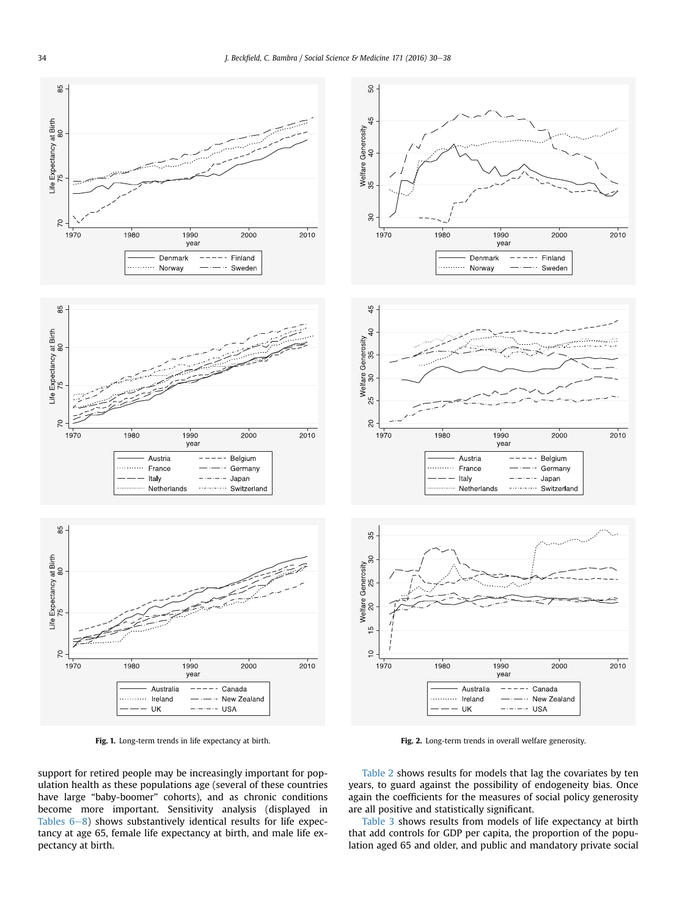Fig. 1. Long-term trends in life expectancy at birth.

Fig. 2. Long-term trends in overall welfare generosity.

support for retired people may be increasingly important for population health as these populations age (several of these countries have large "baby-boomer" cohorts), and as chronic conditions become more important. Sensitivity analysis (displayed in Tables 6–8) shows substantively identical results for life expectancy at age 65, female life expectancy at birth, and male life expectancy at birth.

Table 2 shows results for models that lag the covariates by ten years, to guard against the possibility of endogeneity bias. Once again the coefficients for the measures of social policy generosity are all positive and statistically significant.

Table 3 shows results from models of life expectancy at birth that add controls for GDP per capita, the proportion of the population aged 65 and older, and public and mandatory private social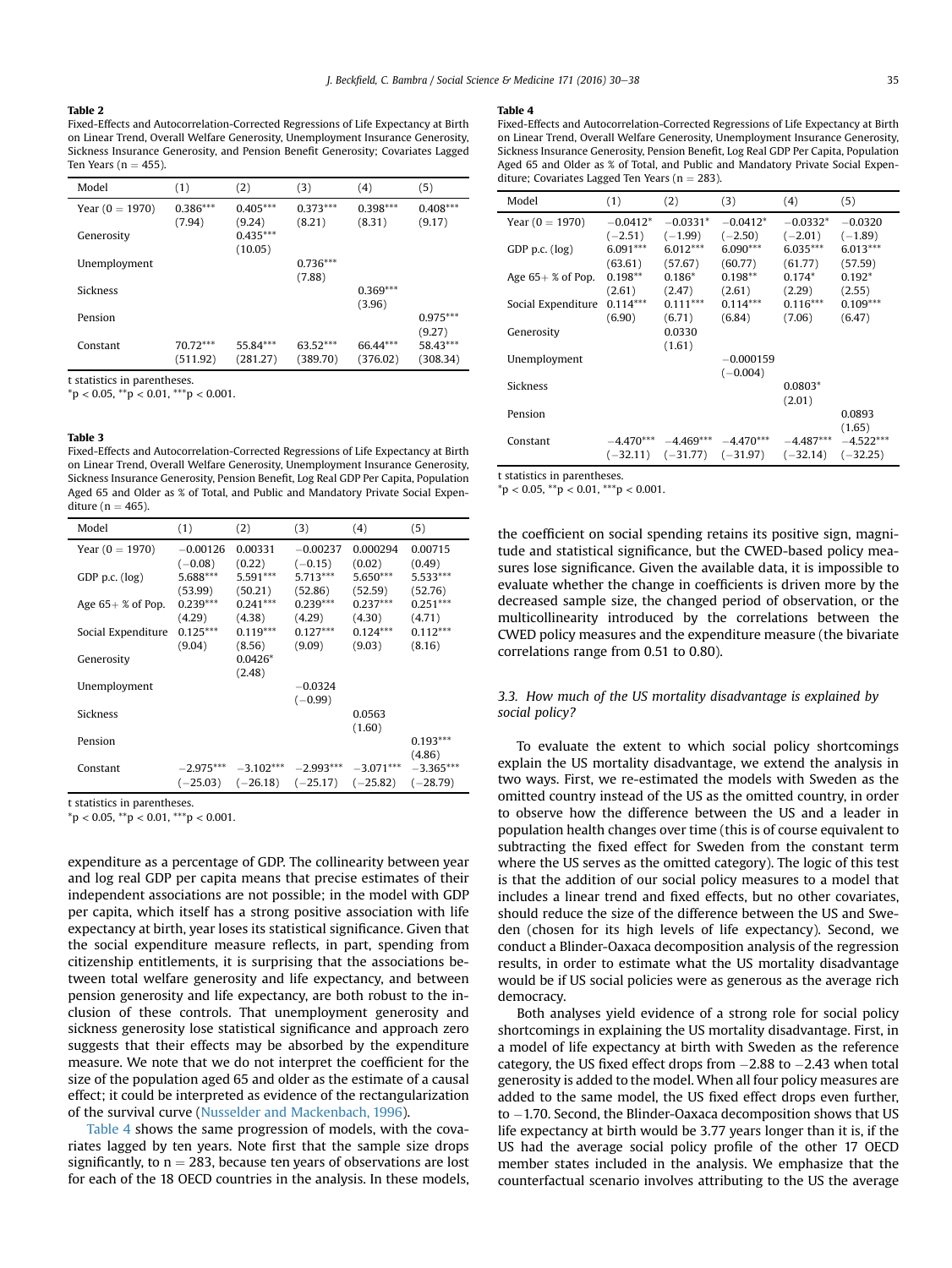**Table 2**
Fixed-Effects and Autocorrelation-Corrected Regressions of Life Expectancy at Birth on Linear Trend, Overall Welfare Generosity, Unemployment Insurance Generosity, Sickness Insurance Generosity, and Pension Benefit Generosity; Covariates Lagged Ten Years (n = 455).

| Model | (1) | (2) | (3) | (4) | (5) |
|---|---|---|---|---|---|
| Year (0 = 1970) | 0.386*** | 0.405*** | 0.373*** | 0.398*** | 0.408*** |
| | (7.94) | (9.24) | (8.21) | (8.31) | (9.17) |
| Generosity | | 0.435*** | | | |
| | | (10.05) | | | |
| Unemployment | | | 0.736*** | | |
| | | | (7.88) | | |
| Sickness | | | | 0.369*** | |
| | | | | (3.96) | |
| Pension | | | | | 0.975*** |
| | | | | | (9.27) |
| Constant | 70.72*** | 55.84*** | 63.52*** | 66.44*** | 58.43*** |
| | (511.92) | (281.27) | (389.70) | (376.02) | (308.34) |

t statistics in parentheses.
*p < 0.05, **p < 0.01, ***p < 0.001.

**Table 3**
Fixed-Effects and Autocorrelation-Corrected Regressions of Life Expectancy at Birth on Linear Trend, Overall Welfare Generosity, Unemployment Insurance Generosity, Sickness Insurance Generosity, Pension Benefit, Log Real GDP Per Capita, Population Aged 65 and Older as % of Total, and Public and Mandatory Private Social Expenditure (n = 465).

| Model | (1) | (2) | (3) | (4) | (5) |
|---|---|---|---|---|---|
| Year (0 = 1970) | −0.00126 | 0.00331 | −0.00237 | 0.000294 | 0.00715 |
| | (−0.08) | (0.22) | (−0.15) | (0.02) | (0.49) |
| GDP p.c. (log) | 5.688*** | 5.591*** | 5.713*** | 5.650*** | 5.533*** |
| | (53.99) | (50.21) | (52.86) | (52.59) | (52.76) |
| Age 65+ % of Pop. | 0.239*** | 0.241*** | 0.239*** | 0.237*** | 0.251*** |
| | (4.29) | (4.38) | (4.29) | (4.30) | (4.71) |
| Social Expenditure | 0.125*** | 0.119*** | 0.127*** | 0.124*** | 0.112*** |
| | (9.04) | (8.56) | (9.09) | (9.03) | (8.16) |
| Generosity | | 0.0426* | | | |
| | | (2.48) | | | |
| Unemployment | | | −0.0324 | | |
| | | | (−0.99) | | |
| Sickness | | | | 0.0563 | |
| | | | | (1.60) | |
| Pension | | | | | 0.193*** |
| | | | | | (4.86) |
| Constant | −2.975*** | −3.102*** | −2.993*** | −3.071*** | −3.365*** |
| | (−25.03) | (−26.18) | (−25.17) | (−25.82) | (−28.79) |

t statistics in parentheses.
*p < 0.05, **p < 0.01, ***p < 0.001.

expenditure as a percentage of GDP. The collinearity between year and log real GDP per capita means that precise estimates of their independent associations are not possible; in the model with GDP per capita, which itself has a strong positive association with life expectancy at birth, year loses its statistical significance. Given that the social expenditure measure reflects, in part, spending from citizenship entitlements, it is surprising that the associations between total welfare generosity and life expectancy, and between pension generosity and life expectancy, are both robust to the inclusion of these controls. That unemployment generosity and sickness generosity lose statistical significance and approach zero suggests that their effects may be absorbed by the expenditure measure. We note that we do not interpret the coefficient for the size of the population aged 65 and older as the estimate of a causal effect; it could be interpreted as evidence of the rectangularization of the survival curve (Nusselder and Mackenbach, 1996).

Table 4 shows the same progression of models, with the covariates lagged by ten years. Note first that the sample size drops significantly, to n = 283, because ten years of observations are lost for each of the 18 OECD countries in the analysis. In these models,

**Table 4**
Fixed-Effects and Autocorrelation-Corrected Regressions of Life Expectancy at Birth on Linear Trend, Overall Welfare Generosity, Unemployment Insurance Generosity, Sickness Insurance Generosity, Pension Benefit, Log Real GDP Per Capita, Population Aged 65 and Older as % of Total, and Public and Mandatory Private Social Expenditure; Covariates Lagged Ten Years (n = 283).

| Model | (1) | (2) | (3) | (4) | (5) |
|---|---|---|---|---|---|
| Year (0 = 1970) | −0.0412* | −0.0331* | −0.0412* | −0.0332* | −0.0320 |
| | (−2.51) | (−1.99) | (−2.50) | (−2.01) | (−1.89) |
| GDP p.c. (log) | 6.091*** | 6.012*** | 6.090*** | 6.035*** | 6.013*** |
| | (63.61) | (57.67) | (60.77) | (61.77) | (57.59) |
| Age 65+ % of Pop. | 0.198** | 0.186* | 0.198** | 0.174* | 0.192* |
| | (2.61) | (2.47) | (2.61) | (2.29) | (2.55) |
| Social Expenditure | 0.114*** | 0.111*** | 0.114*** | 0.116*** | 0.109*** |
| | (6.90) | (6.71) | (6.84) | (7.06) | (6.47) |
| Generosity | | 0.0330 | | | |
| | | (1.61) | | | |
| Unemployment | | | −0.000159 | | |
| | | | (−0.004) | | |
| Sickness | | | | 0.0803* | |
| | | | | (2.01) | |
| Pension | | | | | 0.0893 |
| | | | | | (1.65) |
| Constant | −4.470*** | −4.469*** | −4.470*** | −4.487*** | −4.522*** |
| | (−32.11) | (−31.77) | (−31.97) | (−32.14) | (−32.25) |

t statistics in parentheses.
*p < 0.05, **p < 0.01, ***p < 0.001.

the coefficient on social spending retains its positive sign, magnitude and statistical significance, but the CWED-based policy measures lose significance. Given the available data, it is impossible to evaluate whether the change in coefficients is driven more by the decreased sample size, the changed period of observation, or the multicollinearity introduced by the correlations between the CWED policy measures and the expenditure measure (the bivariate correlations range from 0.51 to 0.80).

### *3.3. How much of the US mortality disadvantage is explained by social policy?*

To evaluate the extent to which social policy shortcomings explain the US mortality disadvantage, we extend the analysis in two ways. First, we re-estimated the models with Sweden as the omitted country instead of the US as the omitted country, in order to observe how the difference between the US and a leader in population health changes over time (this is of course equivalent to subtracting the fixed effect for Sweden from the constant term where the US serves as the omitted category). The logic of this test is that the addition of our social policy measures to a model that includes a linear trend and fixed effects, but no other covariates, should reduce the size of the difference between the US and Sweden (chosen for its high levels of life expectancy). Second, we conduct a Blinder-Oaxaca decomposition analysis of the regression results, in order to estimate what the US mortality disadvantage would be if US social policies were as generous as the average rich democracy.

Both analyses yield evidence of a strong role for social policy shortcomings in explaining the US mortality disadvantage. First, in a model of life expectancy at birth with Sweden as the reference category, the US fixed effect drops from −2.88 to −2.43 when total generosity is added to the model. When all four policy measures are added to the same model, the US fixed effect drops even further, to −1.70. Second, the Blinder-Oaxaca decomposition shows that US life expectancy at birth would be 3.77 years longer than it is, if the US had the average social policy profile of the other 17 OECD member states included in the analysis. We emphasize that the counterfactual scenario involves attributing to the US the average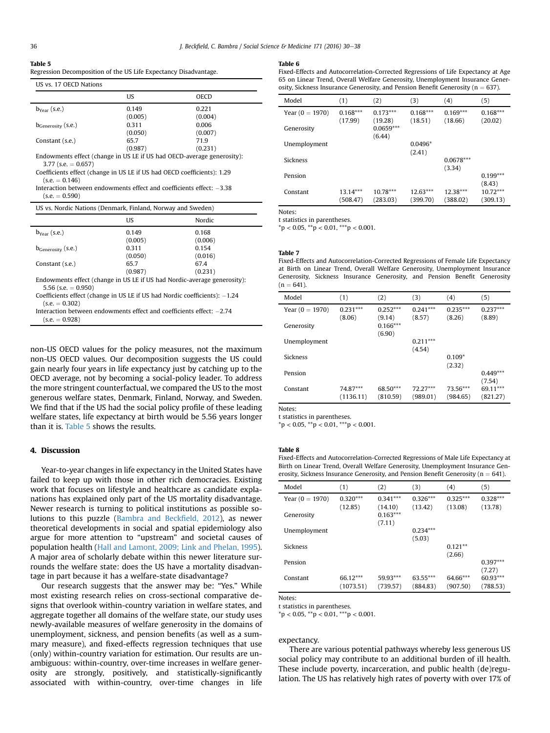**Table 5**
Regression Decomposition of the US Life Expectancy Disadvantage.

| US vs. 17 OECD Nations | | |
|---|---|---|
| | US | OECD |
| $b_{Year}$ (s.e.) | 0.149 (0.005) | 0.221 (0.004) |
| $b_{Generosity}$ (s.e.) | 0.311 (0.050) | 0.006 (0.007) |
| Constant (s.e.) | 65.7 (0.987) | 71.9 (0.231) |
| Endowments effect (change in US LE if US had OECD-average generosity): 3.77 (s.e. = 0.657) | | |
| Coefficients effect (change in US LE if US had OECD coefficients): 1.29 (s.e. = 0.146) | | |
| Interaction between endowments effect and coefficients effect: −3.38 (s.e. = 0.590) | | |
| **US vs. Nordic Nations (Denmark, Finland, Norway and Sweden)** | | |
| | US | Nordic |
| $b_{Year}$ (s.e.) | 0.149 (0.005) | 0.168 (0.006) |
| $b_{Generosity}$ (s.e.) | 0.311 (0.050) | 0.154 (0.016) |
| Constant (s.e.) | 65.7 (0.987) | 67.4 (0.231) |
| Endowments effect (change in US LE if US had Nordic-average generosity): 5.56 (s.e. = 0.950) | | |
| Coefficients effect (change in US LE if US had Nordic coefficients): −1.24 (s.e. = 0.302) | | |
| Interaction between endowments effect and coefficients effect: −2.74 (s.e. = 0.928) | | |

non-US OECD values for the policy measures, not the maximum non-US OECD values. Our decomposition suggests the US could gain nearly four years in life expectancy just by catching up to the OECD average, not by becoming a social-policy leader. To address the more stringent counterfactual, we compared the US to the most generous welfare states, Denmark, Finland, Norway, and Sweden. We find that if the US had the social policy profile of these leading welfare states, life expectancy at birth would be 5.56 years longer than it is. Table 5 shows the results.

## 4. Discussion

Year-to-year changes in life expectancy in the United States have failed to keep up with those in other rich democracies. Existing work that focuses on lifestyle and healthcare as candidate explanations has explained only part of the US mortality disadvantage. Newer research is turning to political institutions as possible solutions to this puzzle (Bambra and Beckfield, 2012), as newer theoretical developments in social and spatial epidemiology also argue for more attention to "upstream" and societal causes of population health (Hall and Lamont, 2009; Link and Phelan, 1995). A major area of scholarly debate within this newer literature surrounds the welfare state: does the US have a mortality disadvantage in part because it has a welfare-state disadvantage?

Our research suggests that the answer may be: "Yes." While most existing research relies on cross-sectional comparative designs that overlook within-country variation in welfare states, and aggregate together all domains of the welfare state, our study uses newly-available measures of welfare generosity in the domains of unemployment, sickness, and pension benefits (as well as a summary measure), and fixed-effects regression techniques that use (only) within-country variation for estimation. Our results are unambiguous: within-country, over-time increases in welfare generosity are strongly, positively, and statistically-significantly associated with within-country, over-time changes in life expectancy.

There are various potential pathways whereby less generous US social policy may contribute to an additional burden of ill health. These include poverty, incarceration, and public health (de)regulation. The US has relatively high rates of poverty with over 17% of

**Table 6**
Fixed-Effects and Autocorrelation-Corrected Regressions of Life Expectancy at Age 65 on Linear Trend, Overall Welfare Generosity, Unemployment Insurance Generosity, Sickness Insurance Generosity, and Pension Benefit Generosity (n = 637).

| Model | (1) | (2) | (3) | (4) | (5) |
|---|---|---|---|---|---|
| Year (0 = 1970) | 0.168*** (17.99) | 0.173*** (19.28) | 0.168*** (18.51) | 0.169*** (18.66) | 0.168*** (20.02) |
| Generosity | | 0.0659*** (6.44) | | | |
| Unemployment | | | 0.0496* (2.41) | | |
| Sickness | | | | 0.0678*** (3.34) | |
| Pension | | | | | 0.199*** (8.43) |
| Constant | 13.14*** (508.47) | 10.78*** (283.03) | 12.63*** (399.70) | 12.38*** (388.02) | 10.72*** (309.13) |

Notes:
t statistics in parentheses.
*p < 0.05, **p < 0.01, ***p < 0.001.

**Table 7**
Fixed-Effects and Autocorrelation-Corrected Regressions of Female Life Expectancy at Birth on Linear Trend, Overall Welfare Generosity, Unemployment Insurance Generosity, Sickness Insurance Generosity, and Pension Benefit Generosity (n = 641).

| Model | (1) | (2) | (3) | (4) | (5) |
|---|---|---|---|---|---|
| Year (0 = 1970) | 0.231*** (8.06) | 0.252*** (9.14) | 0.241*** (8.57) | 0.235*** (8.26) | 0.237*** (8.89) |
| Generosity | | 0.166*** (6.90) | | | |
| Unemployment | | | 0.211*** (4.54) | | |
| Sickness | | | | 0.109* (2.32) | |
| Pension | | | | | 0.449*** (7.54) |
| Constant | 74.87*** (1136.11) | 68.50*** (810.59) | 72.27*** (989.01) | 73.56*** (984.65) | 69.11*** (821.27) |

Notes:
t statistics in parentheses.
*p < 0.05, **p < 0.01, ***p < 0.001.

**Table 8**
Fixed-Effects and Autocorrelation-Corrected Regressions of Male Life Expectancy at Birth on Linear Trend, Overall Welfare Generosity, Unemployment Insurance Generosity, Sickness Insurance Generosity, and Pension Benefit Generosity (n = 641).

| Model | (1) | (2) | (3) | (4) | (5) |
|---|---|---|---|---|---|
| Year (0 = 1970) | 0.320*** (12.85) | 0.341*** (14.10) | 0.326*** (13.42) | 0.325*** (13.08) | 0.328*** (13.78) |
| Generosity | | 0.163*** (7.11) | | | |
| Unemployment | | | 0.234*** (5.03) | | |
| Sickness | | | | 0.121** (2.66) | |
| Pension | | | | | 0.397*** (7.27) |
| Constant | 66.12*** (1073.51) | 59.93*** (739.57) | 63.55*** (884.83) | 64.66*** (907.50) | 60.93*** (788.53) |

Notes:
t statistics in parentheses.
*p < 0.05, **p < 0.01, ***p < 0.001.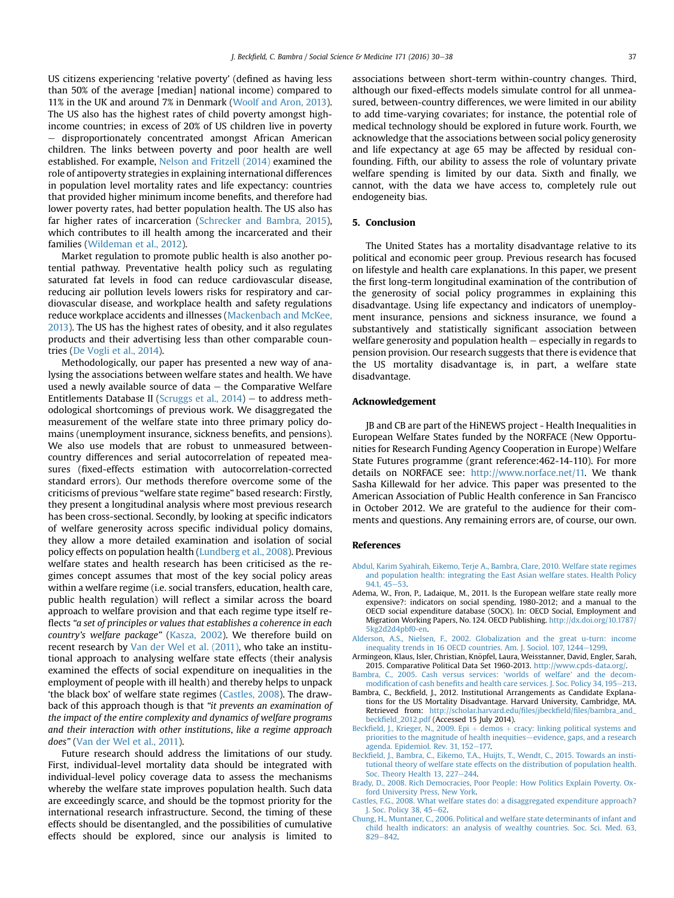US citizens experiencing 'relative poverty' (defined as having less than 50% of the average [median] national income) compared to 11% in the UK and around 7% in Denmark (Woolf and Aron, 2013). The US also has the highest rates of child poverty amongst high-income countries; in excess of 20% of US children live in poverty – disproportionately concentrated amongst African American children. The links between poverty and poor health are well established. For example, Nelson and Fritzell (2014) examined the role of antipoverty strategies in explaining international differences in population level mortality rates and life expectancy: countries that provided higher minimum income benefits, and therefore had lower poverty rates, had better population health. The US also has far higher rates of incarceration (Schrecker and Bambra, 2015), which contributes to ill health among the incarcerated and their families (Wildeman et al., 2012).

Market regulation to promote public health is also another potential pathway. Preventative health policy such as regulating saturated fat levels in food can reduce cardiovascular disease, reducing air pollution levels lowers risks for respiratory and cardiovascular disease, and workplace health and safety regulations reduce workplace accidents and illnesses (Mackenbach and McKee, 2013). The US has the highest rates of obesity, and it also regulates products and their advertising less than other comparable countries (De Vogli et al., 2014).

Methodologically, our paper has presented a new way of analysing the associations between welfare states and health. We have used a newly available source of data – the Comparative Welfare Entitlements Database II (Scruggs et al., 2014) – to address methodological shortcomings of previous work. We disaggregated the measurement of the welfare state into three primary policy domains (unemployment insurance, sickness benefits, and pensions). We also use models that are robust to unmeasured between-country differences and serial autocorrelation of repeated measures (fixed-effects estimation with autocorrelation-corrected standard errors). Our methods therefore overcome some of the criticisms of previous "welfare state regime" based research: Firstly, they present a longitudinal analysis where most previous research has been cross-sectional. Secondly, by looking at specific indicators of welfare generosity across specific individual policy domains, they allow a more detailed examination and isolation of social policy effects on population health (Lundberg et al., 2008). Previous welfare states and health research has been criticised as the regimes concept assumes that most of the key social policy areas within a welfare regime (i.e. social transfers, education, health care, public health regulation) will reflect a similar across the board approach to welfare provision and that each regime type itself reflects *"a set of principles or values that establishes a coherence in each country's welfare package"* (Kasza, 2002). We therefore build on recent research by Van der Wel et al. (2011), who take an institutional approach to analysing welfare state effects (their analysis examined the effects of social expenditure on inequalities in the employment of people with ill health) and thereby helps to unpack 'the black box' of welfare state regimes (Castles, 2008). The drawback of this approach though is that *"it prevents an examination of the impact of the entire complexity and dynamics of welfare programs and their interaction with other institutions, like a regime approach does"* (Van der Wel et al., 2011).

Future research should address the limitations of our study. First, individual-level mortality data should be integrated with individual-level policy coverage data to assess the mechanisms whereby the welfare state improves population health. Such data are exceedingly scarce, and should be the topmost priority for the international research infrastructure. Second, the timing of these effects should be disentangled, and the possibilities of cumulative effects should be explored, since our analysis is limited to associations between short-term within-country changes. Third, although our fixed-effects models simulate control for all unmeasured, between-country differences, we were limited in our ability to add time-varying covariates; for instance, the potential role of medical technology should be explored in future work. Fourth, we acknowledge that the associations between social policy generosity and life expectancy at age 65 may be affected by residual confounding. Fifth, our ability to assess the role of voluntary private welfare spending is limited by our data. Sixth and finally, we cannot, with the data we have access to, completely rule out endogeneity bias.

## 5. Conclusion

The United States has a mortality disadvantage relative to its political and economic peer group. Previous research has focused on lifestyle and health care explanations. In this paper, we present the first long-term longitudinal examination of the contribution of the generosity of social policy programmes in explaining this disadvantage. Using life expectancy and indicators of unemployment insurance, pensions and sickness insurance, we found a substantively and statistically significant association between welfare generosity and population health – especially in regards to pension provision. Our research suggests that there is evidence that the US mortality disadvantage is, in part, a welfare state disadvantage.

## Acknowledgement

JB and CB are part of the HiNEWS project - Health Inequalities in European Welfare States funded by the NORFACE (New Opportunities for Research Funding Agency Cooperation in Europe) Welfare State Futures programme (grant reference:462-14-110). For more details on NORFACE see: http://www.norface.net/11. We thank Sasha Killewald for her advice. This paper was presented to the American Association of Public Health conference in San Francisco in October 2012. We are grateful to the audience for their comments and questions. Any remaining errors are, of course, our own.

## References

Abdul, Karim Syahirah, Eikemo, Terje A., Bambra, Clare, 2010. Welfare state regimes and population health: integrating the East Asian welfare states. Health Policy 94.1, 45–53.

Adema, W., Fron, P., Ladaique, M., 2011. Is the European welfare state really more expensive?: indicators on social spending, 1980-2012; and a manual to the OECD social expenditure database (SOCX). In: OECD Social, Employment and Migration Working Papers, No. 124. OECD Publishing. http://dx.doi.org/10.1787/5kg2d2d4pbf0-en.

Alderson, A.S., Nielsen, F., 2002. Globalization and the great u-turn: income inequality trends in 16 OECD countries. Am. J. Sociol. 107, 1244–1299.

Armingeon, Klaus, Isler, Christian, Knöpfel, Laura, Weisstanner, David, Engler, Sarah, 2015. Comparative Political Data Set 1960-2013. http://www.cpds-data.org/.

Bambra, C., 2005. Cash versus services: 'worlds of welfare' and the decommodification of cash benefits and health care services. J. Soc. Policy 34, 195–213.

Bambra, C., Beckfield, J., 2012. Institutional Arrangements as Candidate Explanations for the US Mortality Disadvantage. Harvard University, Cambridge, MA. Retrieved from: http://scholar.harvard.edu/files/jbeckfield/files/bambra_and_beckfield_2012.pdf (Accessed 15 July 2014).

Beckfield, J., Krieger, N., 2009. Epi + demos + cracy: linking political systems and priorities to the magnitude of health inequities—evidence, gaps, and a research agenda. Epidemiol. Rev. 31, 152–177.

Beckfield, J., Bambra, C., Eikemo, T.A., Huijts, T., Wendt, C., 2015. Towards an institutional theory of welfare state effects on the distribution of population health. Soc. Theory Health 13, 227–244.

Brady, D., 2008. Rich Democracies, Poor People: How Politics Explain Poverty. Oxford University Press, New York.

Castles, F.G., 2008. What welfare states do: a disaggregated expenditure approach? J. Soc. Policy 38, 45–62.

Chung, H., Muntaner, C., 2006. Political and welfare state determinants of infant and child health indicators: an analysis of wealthy countries. Soc. Sci. Med. 63, 829–842.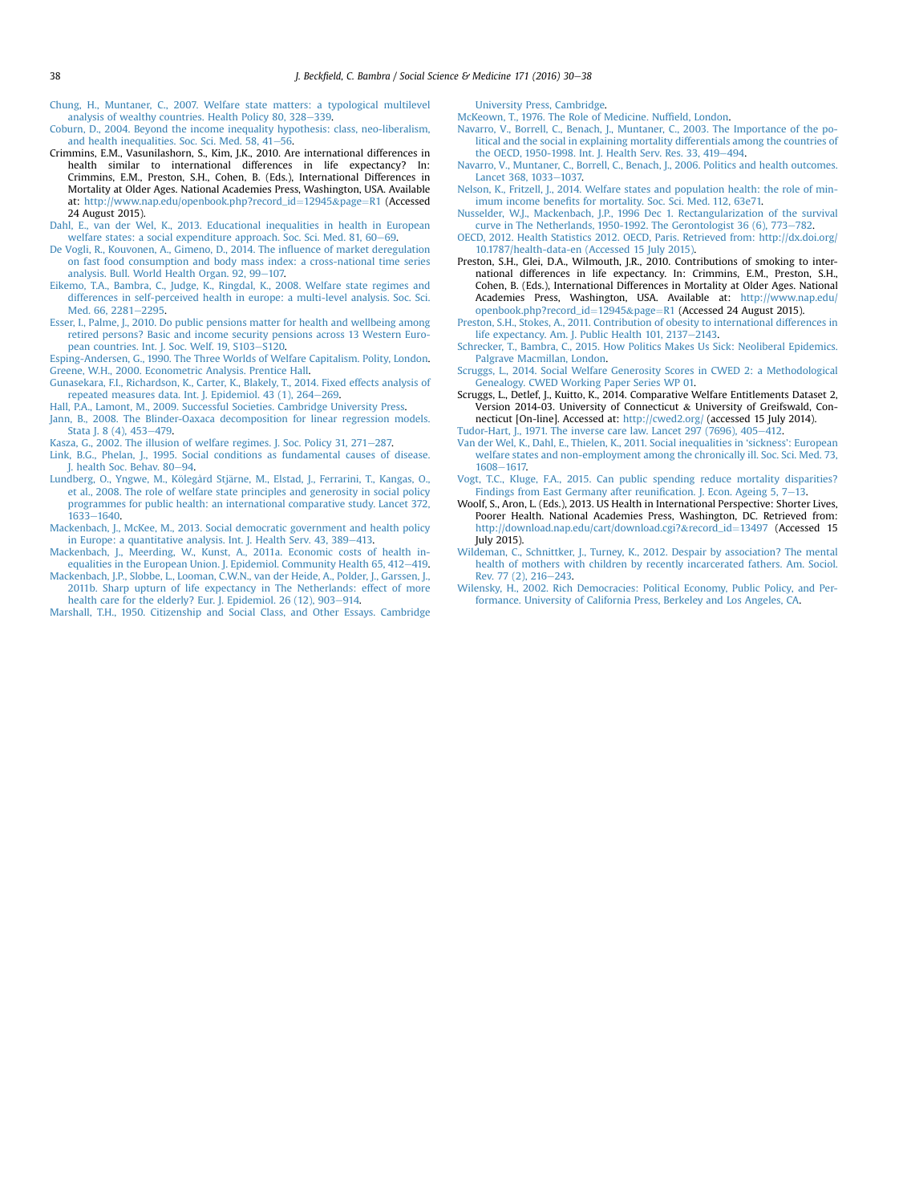Chung, H., Muntaner, C., 2007. Welfare state matters: a typological multilevel analysis of wealthy countries. Health Policy 80, 328–339.

Coburn, D., 2004. Beyond the income inequality hypothesis: class, neo-liberalism, and health inequalities. Soc. Sci. Med. 58, 41–56.

Crimmins, E.M., Vasunilashorn, S., Kim, J.K., 2010. Are international differences in health similar to international differences in life expectancy? In: Crimmins, E.M., Preston, S.H., Cohen, B. (Eds.), International Differences in Mortality at Older Ages. National Academies Press, Washington, USA. Available at: http://www.nap.edu/openbook.php?record_id=12945&page=R1 (Accessed 24 August 2015).

Dahl, E., van der Wel, K., 2013. Educational inequalities in health in European welfare states: a social expenditure approach. Soc. Sci. Med. 81, 60–69.

De Vogli, R., Kouvonen, A., Gimeno, D., 2014. The influence of market deregulation on fast food consumption and body mass index: a cross-national time series analysis. Bull. World Health Organ. 92, 99–107.

Eikemo, T.A., Bambra, C., Judge, K., Ringdal, K., 2008. Welfare state regimes and differences in self-perceived health in europe: a multi-level analysis. Soc. Sci. Med. 66, 2281–2295.

Esser, I., Palme, J., 2010. Do public pensions matter for health and wellbeing among retired persons? Basic and income security pensions across 13 Western European countries. Int. J. Soc. Welf. 19, S103–S120.

Esping-Andersen, G., 1990. The Three Worlds of Welfare Capitalism. Polity, London.

Greene, W.H., 2000. Econometric Analysis. Prentice Hall.

Gunasekara, F.I., Richardson, K., Carter, K., Blakely, T., 2014. Fixed effects analysis of repeated measures data. Int. J. Epidemiol. 43 (1), 264–269.

Hall, P.A., Lamont, M., 2009. Successful Societies. Cambridge University Press.

Jann, B., 2008. The Blinder-Oaxaca decomposition for linear regression models. Stata J. 8 (4), 453–479.

Kasza, G., 2002. The illusion of welfare regimes. J. Soc. Policy 31, 271–287.

Link, B.G., Phelan, J., 1995. Social conditions as fundamental causes of disease. J. health Soc. Behav. 80–94.

Lundberg, O., Yngwe, M., Kölegård Stjärne, M., Elstad, J., Ferrarini, T., Kangas, O., et al., 2008. The role of welfare state principles and generosity in social policy programmes for public health: an international comparative study. Lancet 372, 1633–1640.

Mackenbach, J., McKee, M., 2013. Social democratic government and health policy in Europe: a quantitative analysis. Int. J. Health Serv. 43, 389–413.

Mackenbach, J., Meerding, W., Kunst, A., 2011a. Economic costs of health inequalities in the European Union. J. Epidemiol. Community Health 65, 412–419.

Mackenbach, J.P., Slobbe, L., Looman, C.W.N., van der Heide, A., Polder, J., Garssen, J., 2011b. Sharp upturn of life expectancy in The Netherlands: effect of more health care for the elderly? Eur. J. Epidemiol. 26 (12), 903–914.

Marshall, T.H., 1950. Citizenship and Social Class, and Other Essays. Cambridge University Press, Cambridge.

McKeown, T., 1976. The Role of Medicine. Nuffield, London.

Navarro, V., Borrell, C., Benach, J., Muntaner, C., 2003. The Importance of the political and the social in explaining mortality differentials among the countries of the OECD, 1950-1998. Int. J. Health Serv. Res. 33, 419–494.

Navarro, V., Muntaner, C., Borrell, C., Benach, J., 2006. Politics and health outcomes. Lancet 368, 1033–1037.

Nelson, K., Fritzell, J., 2014. Welfare states and population health: the role of minimum income benefits for mortality. Soc. Sci. Med. 112, 63e71.

Nusselder, W.J., Mackenbach, J.P., 1996 Dec 1. Rectangularization of the survival curve in The Netherlands, 1950-1992. The Gerontologist 36 (6), 773–782.

OECD, 2012. Health Statistics 2012. OECD, Paris. Retrieved from: http://dx.doi.org/10.1787/health-data-en (Accessed 15 July 2015).

Preston, S.H., Glei, D.A., Wilmouth, J.R., 2010. Contributions of smoking to international differences in life expectancy. In: Crimmins, E.M., Preston, S.H., Cohen, B. (Eds.), International Differences in Mortality at Older Ages. National Academies Press, Washington, USA. Available at: http://www.nap.edu/openbook.php?record_id=12945&page=R1 (Accessed 24 August 2015).

Preston, S.H., Stokes, A., 2011. Contribution of obesity to international differences in life expectancy. Am. J. Public Health 101, 2137–2143.

Schrecker, T., Bambra, C., 2015. How Politics Makes Us Sick: Neoliberal Epidemics. Palgrave Macmillan, London.

Scruggs, L., 2014. Social Welfare Generosity Scores in CWED 2: a Methodological Genealogy. CWED Working Paper Series WP 01.

Scruggs, L., Detlef, J., Kuitto, K., 2014. Comparative Welfare Entitlements Dataset 2, Version 2014-03. University of Connecticut & University of Greifswald, Connecticut [On-line]. Accessed at: http://cwed2.org/ (accessed 15 July 2014).

Tudor-Hart, J., 1971. The inverse care law. Lancet 297 (7696), 405–412.

Van der Wel, K., Dahl, E., Thielen, K., 2011. Social inequalities in 'sickness': European welfare states and non-employment among the chronically ill. Soc. Sci. Med. 73, 1608–1617.

Vogt, T.C., Kluge, F.A., 2015. Can public spending reduce mortality disparities? Findings from East Germany after reunification. J. Econ. Ageing 5, 7–13.

Woolf, S., Aron, L. (Eds.), 2013. US Health in International Perspective: Shorter Lives, Poorer Health. National Academies Press, Washington, DC. Retrieved from: http://download.nap.edu/cart/download.cgi?&record_id=13497 (Accessed 15 July 2015).

Wildeman, C., Schnittker, J., Turney, K., 2012. Despair by association? The mental health of mothers with children by recently incarcerated fathers. Am. Sociol. Rev. 77 (2), 216–243.

Wilensky, H., 2002. Rich Democracies: Political Economy, Public Policy, and Performance. University of California Press, Berkeley and Los Angeles, CA.